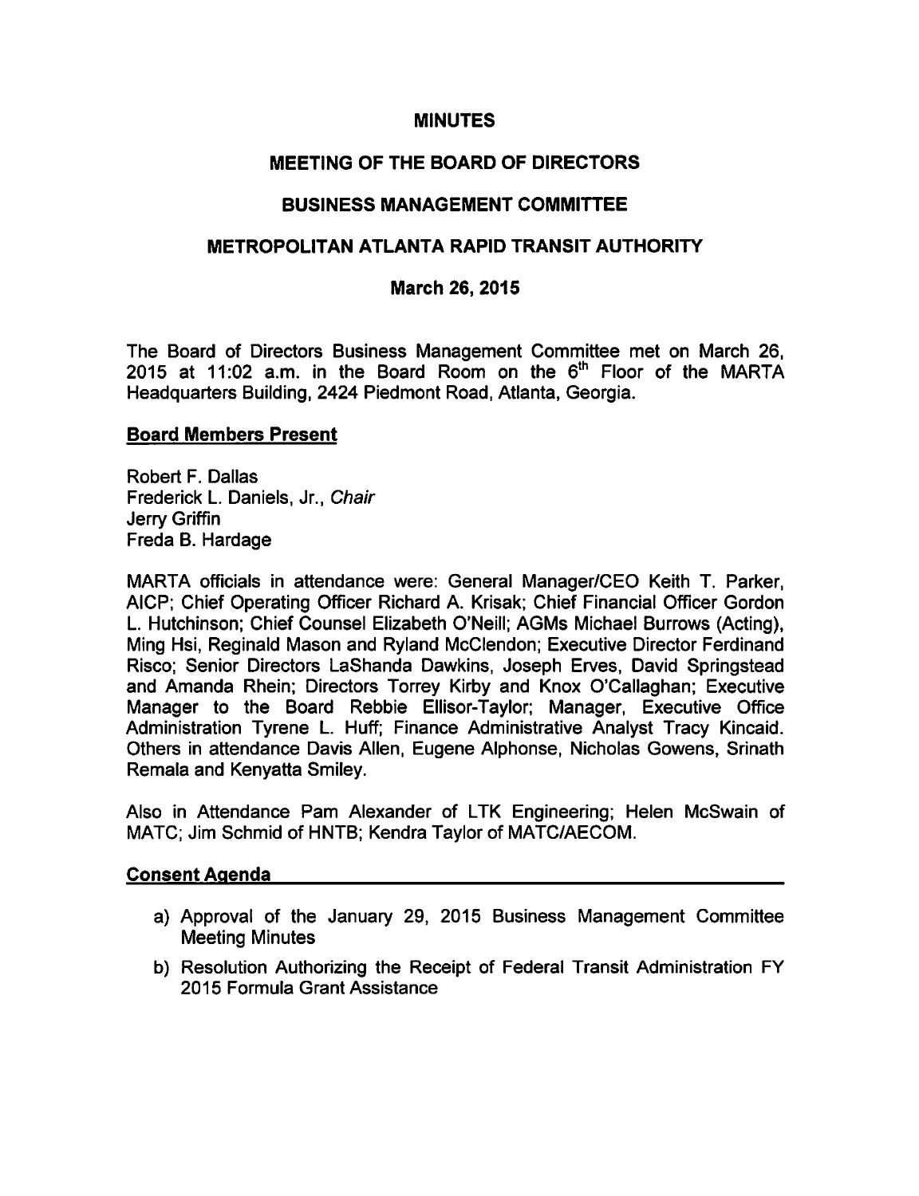# MINUTES

## MEETING OF THE BOARD OF DIRECTORS

## BUSINESS MANAGEMENT COMMITTEE

## METROPOLITAN ATLANTA RAPID TRANSIT AUTHORITY

## March 26, 2015

The Board of Directors Business Management Committee met on March 26, 2015 at 11:02 a.m. in the Board Room on the 6th Floor of the MARTA Headquarters Building, 2424 Piedmont Road, Atlanta, Georgia.

**Board Members Present**

Robert F. Dallas
Frederick L. Daniels, Jr., *Chair*
Jerry Griffin
Freda B. Hardage

MARTA officials in attendance were: General Manager/CEO Keith T. Parker, AICP; Chief Operating Officer Richard A. Krisak; Chief Financial Officer Gordon L. Hutchinson; Chief Counsel Elizabeth O'Neill; AGMs Michael Burrows (Acting), Ming Hsi, Reginald Mason and Ryland McClendon; Executive Director Ferdinand Risco; Senior Directors LaShanda Dawkins, Joseph Erves, David Springstead and Amanda Rhein; Directors Torrey Kirby and Knox O'Callaghan; Executive Manager to the Board Rebbie Ellisor-Taylor; Manager, Executive Office Administration Tyrene L. Huff; Finance Administrative Analyst Tracy Kincaid. Others in attendance Davis Allen, Eugene Alphonse, Nicholas Gowens, Srinath Remala and Kenyatta Smiley.

Also in Attendance Pam Alexander of LTK Engineering; Helen McSwain of MATC; Jim Schmid of HNTB; Kendra Taylor of MATC/AECOM.

**Consent Agenda**

a) Approval of the January 29, 2015 Business Management Committee Meeting Minutes
b) Resolution Authorizing the Receipt of Federal Transit Administration FY 2015 Formula Grant Assistance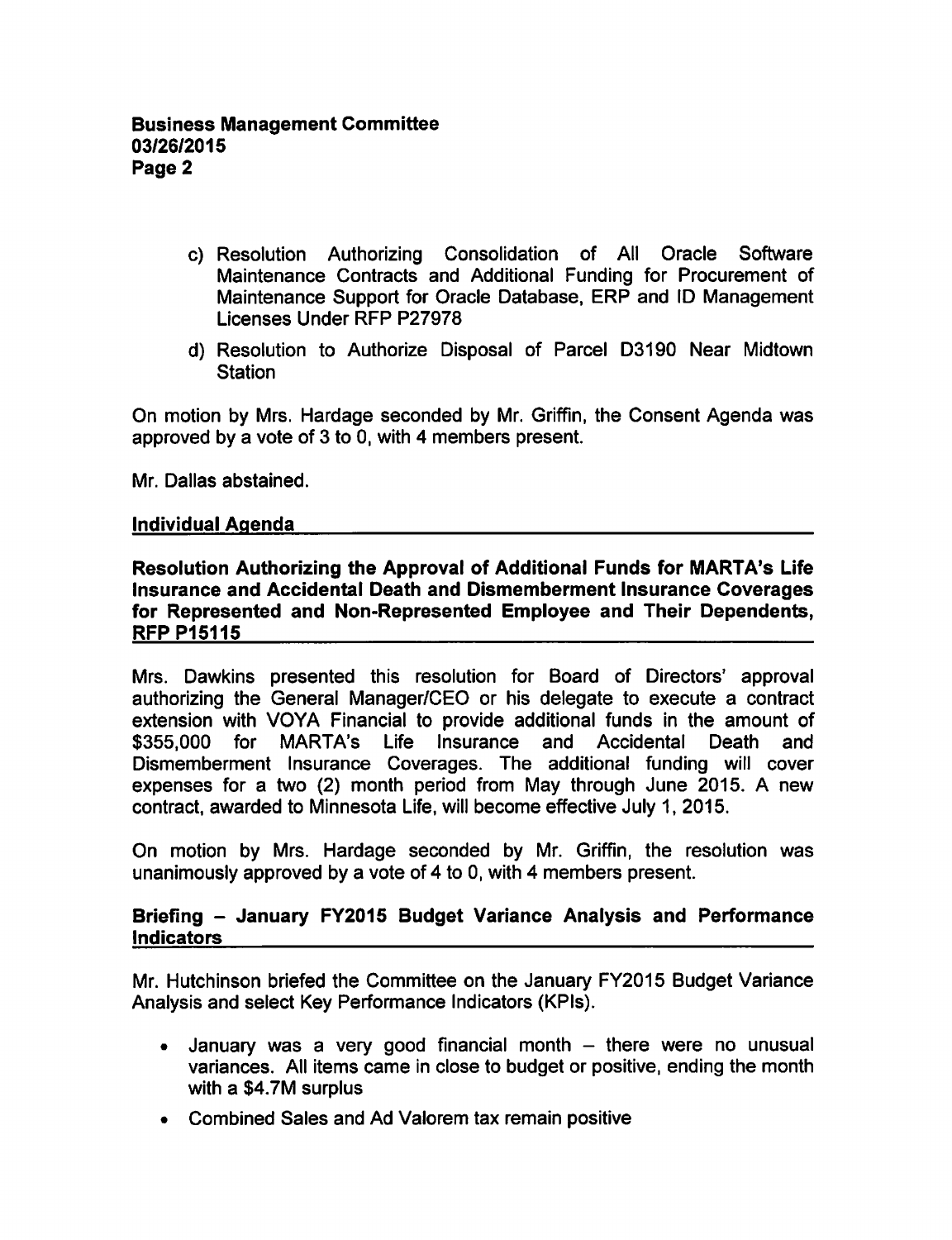c) Resolution Authorizing Consolidation of All Oracle Software Maintenance Contracts and Additional Funding for Procurement of Maintenance Support for Oracle Database, ERP and ID Management Licenses Under RFP P27978

d) Resolution to Authorize Disposal of Parcel D3190 Near Midtown Station

On motion by Mrs. Hardage seconded by Mr. Griffin, the Consent Agenda was approved by a vote of 3 to 0, with 4 members present.

Mr. Dallas abstained.

## Individual Agenda

### Resolution Authorizing the Approval of Additional Funds for MARTA's Life Insurance and Accidental Death and Dismemberment Insurance Coverages for Represented and Non-Represented Employee and Their Dependents, RFP P15115

Mrs. Dawkins presented this resolution for Board of Directors' approval authorizing the General Manager/CEO or his delegate to execute a contract extension with VOYA Financial to provide additional funds in the amount of $355,000 for MARTA's Life Insurance and Accidental Death and Dismemberment Insurance Coverages. The additional funding will cover expenses for a two (2) month period from May through June 2015. A new contract, awarded to Minnesota Life, will become effective July 1, 2015.

On motion by Mrs. Hardage seconded by Mr. Griffin, the resolution was unanimously approved by a vote of 4 to 0, with 4 members present.

### Briefing – January FY2015 Budget Variance Analysis and Performance Indicators

Mr. Hutchinson briefed the Committee on the January FY2015 Budget Variance Analysis and select Key Performance Indicators (KPIs).

- January was a very good financial month – there were no unusual variances. All items came in close to budget or positive, ending the month with a $4.7M surplus
- Combined Sales and Ad Valorem tax remain positive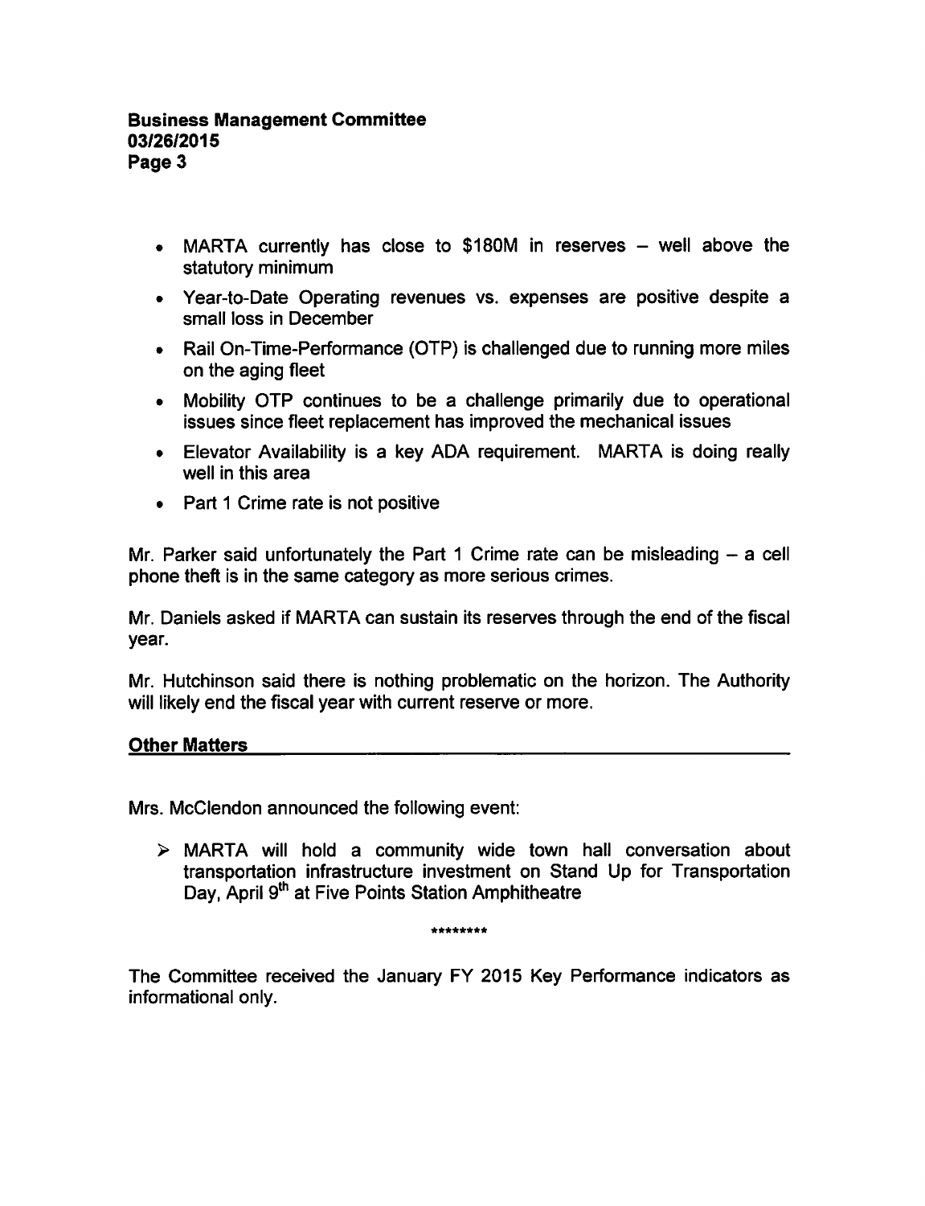- MARTA currently has close to $180M in reserves – well above the statutory minimum
- Year-to-Date Operating revenues vs. expenses are positive despite a small loss in December
- Rail On-Time-Performance (OTP) is challenged due to running more miles on the aging fleet
- Mobility OTP continues to be a challenge primarily due to operational issues since fleet replacement has improved the mechanical issues
- Elevator Availability is a key ADA requirement. MARTA is doing really well in this area
- Part 1 Crime rate is not positive

Mr. Parker said unfortunately the Part 1 Crime rate can be misleading – a cell phone theft is in the same category as more serious crimes.

Mr. Daniels asked if MARTA can sustain its reserves through the end of the fiscal year.

Mr. Hutchinson said there is nothing problematic on the horizon. The Authority will likely end the fiscal year with current reserve or more.

## Other Matters

Mrs. McClendon announced the following event:

- MARTA will hold a community wide town hall conversation about transportation infrastructure investment on Stand Up for Transportation Day, April 9th at Five Points Station Amphitheatre

********

The Committee received the January FY 2015 Key Performance indicators as informational only.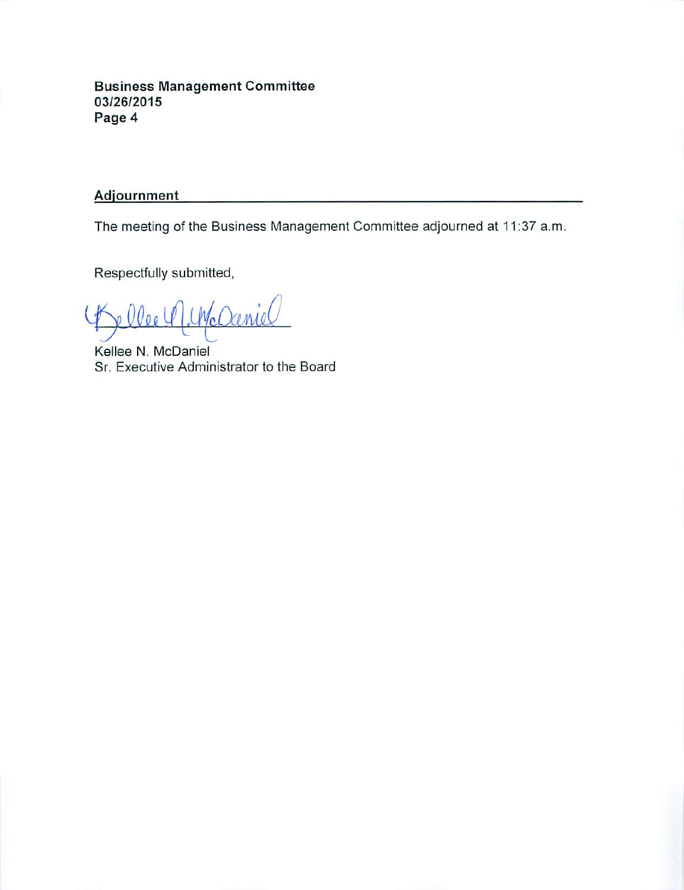## Adjournment

The meeting of the Business Management Committee adjourned at 11:37 a.m.

Respectfully submitted,

Kellee N. McDaniel
Sr. Executive Administrator to the Board